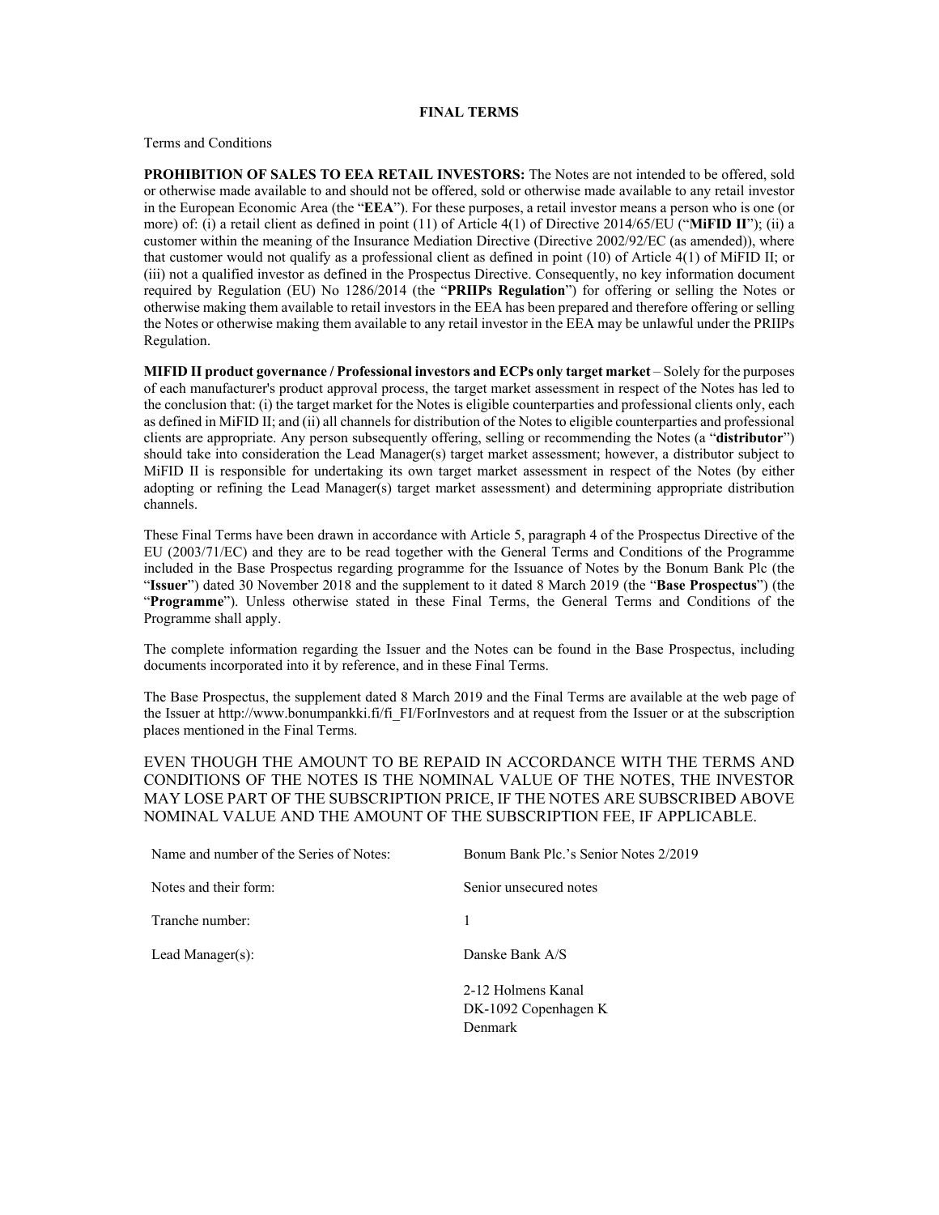# FINAL TERMS

Terms and Conditions

**PROHIBITION OF SALES TO EEA RETAIL INVESTORS:** The Notes are not intended to be offered, sold or otherwise made available to and should not be offered, sold or otherwise made available to any retail investor in the European Economic Area (the "**EEA**"). For these purposes, a retail investor means a person who is one (or more) of: (i) a retail client as defined in point (11) of Article 4(1) of Directive 2014/65/EU ("**MiFID II**"); (ii) a customer within the meaning of the Insurance Mediation Directive (Directive 2002/92/EC (as amended)), where that customer would not qualify as a professional client as defined in point (10) of Article 4(1) of MiFID II; or (iii) not a qualified investor as defined in the Prospectus Directive. Consequently, no key information document required by Regulation (EU) No 1286/2014 (the "**PRIIPs Regulation**") for offering or selling the Notes or otherwise making them available to retail investors in the EEA has been prepared and therefore offering or selling the Notes or otherwise making them available to any retail investor in the EEA may be unlawful under the PRIIPs Regulation.

**MIFID II product governance / Professional investors and ECPs only target market** – Solely for the purposes of each manufacturer's product approval process, the target market assessment in respect of the Notes has led to the conclusion that: (i) the target market for the Notes is eligible counterparties and professional clients only, each as defined in MiFID II; and (ii) all channels for distribution of the Notes to eligible counterparties and professional clients are appropriate. Any person subsequently offering, selling or recommending the Notes (a "**distributor**") should take into consideration the Lead Manager(s) target market assessment; however, a distributor subject to MiFID II is responsible for undertaking its own target market assessment in respect of the Notes (by either adopting or refining the Lead Manager(s) target market assessment) and determining appropriate distribution channels.

These Final Terms have been drawn in accordance with Article 5, paragraph 4 of the Prospectus Directive of the EU (2003/71/EC) and they are to be read together with the General Terms and Conditions of the Programme included in the Base Prospectus regarding programme for the Issuance of Notes by the Bonum Bank Plc (the "**Issuer**") dated 30 November 2018 and the supplement to it dated 8 March 2019 (the "**Base Prospectus**") (the "**Programme**"). Unless otherwise stated in these Final Terms, the General Terms and Conditions of the Programme shall apply.

The complete information regarding the Issuer and the Notes can be found in the Base Prospectus, including documents incorporated into it by reference, and in these Final Terms.

The Base Prospectus, the supplement dated 8 March 2019 and the Final Terms are available at the web page of the Issuer at http://www.bonumpankki.fi/fi_FI/ForInvestors and at request from the Issuer or at the subscription places mentioned in the Final Terms.

EVEN THOUGH THE AMOUNT TO BE REPAID IN ACCORDANCE WITH THE TERMS AND CONDITIONS OF THE NOTES IS THE NOMINAL VALUE OF THE NOTES, THE INVESTOR MAY LOSE PART OF THE SUBSCRIPTION PRICE, IF THE NOTES ARE SUBSCRIBED ABOVE NOMINAL VALUE AND THE AMOUNT OF THE SUBSCRIPTION FEE, IF APPLICABLE.

| | |
|---|---|
| Name and number of the Series of Notes: | Bonum Bank Plc.'s Senior Notes 2/2019 |
| Notes and their form: | Senior unsecured notes |
| Tranche number: | 1 |
| Lead Manager(s): | Danske Bank A/S<br><br>2-12 Holmens Kanal<br>DK-1092 Copenhagen K<br>Denmark |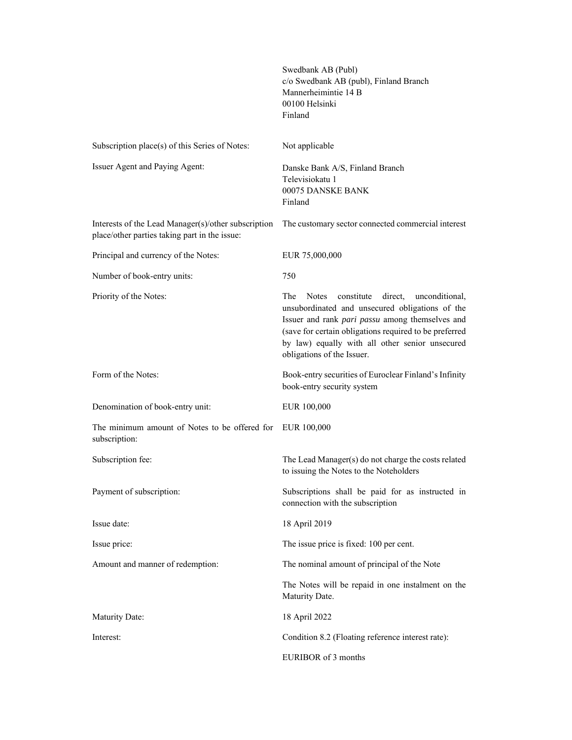| | |
|---|---|
| | Swedbank AB (Publ)<br>c/o Swedbank AB (publ), Finland Branch<br>Mannerheimintie 14 B<br>00100 Helsinki<br>Finland |
| Subscription place(s) of this Series of Notes: | Not applicable |
| Issuer Agent and Paying Agent: | Danske Bank A/S, Finland Branch<br>Televisiokatu 1<br>00075 DANSKE BANK<br>Finland |
| Interests of the Lead Manager(s)/other subscription place/other parties taking part in the issue: | The customary sector connected commercial interest |
| Principal and currency of the Notes: | EUR 75,000,000 |
| Number of book-entry units: | 750 |
| Priority of the Notes: | The Notes constitute direct, unconditional, unsubordinated and unsecured obligations of the Issuer and rank *pari passu* among themselves and (save for certain obligations required to be preferred by law) equally with all other senior unsecured obligations of the Issuer. |
| Form of the Notes: | Book-entry securities of Euroclear Finland's Infinity book-entry security system |
| Denomination of book-entry unit: | EUR 100,000 |
| The minimum amount of Notes to be offered for subscription: | EUR 100,000 |
| Subscription fee: | The Lead Manager(s) do not charge the costs related to issuing the Notes to the Noteholders |
| Payment of subscription: | Subscriptions shall be paid for as instructed in connection with the subscription |
| Issue date: | 18 April 2019 |
| Issue price: | The issue price is fixed: 100 per cent. |
| Amount and manner of redemption: | The nominal amount of principal of the Note<br><br>The Notes will be repaid in one instalment on the Maturity Date. |
| Maturity Date: | 18 April 2022 |
| Interest: | Condition 8.2 (Floating reference interest rate):<br><br>EURIBOR of 3 months |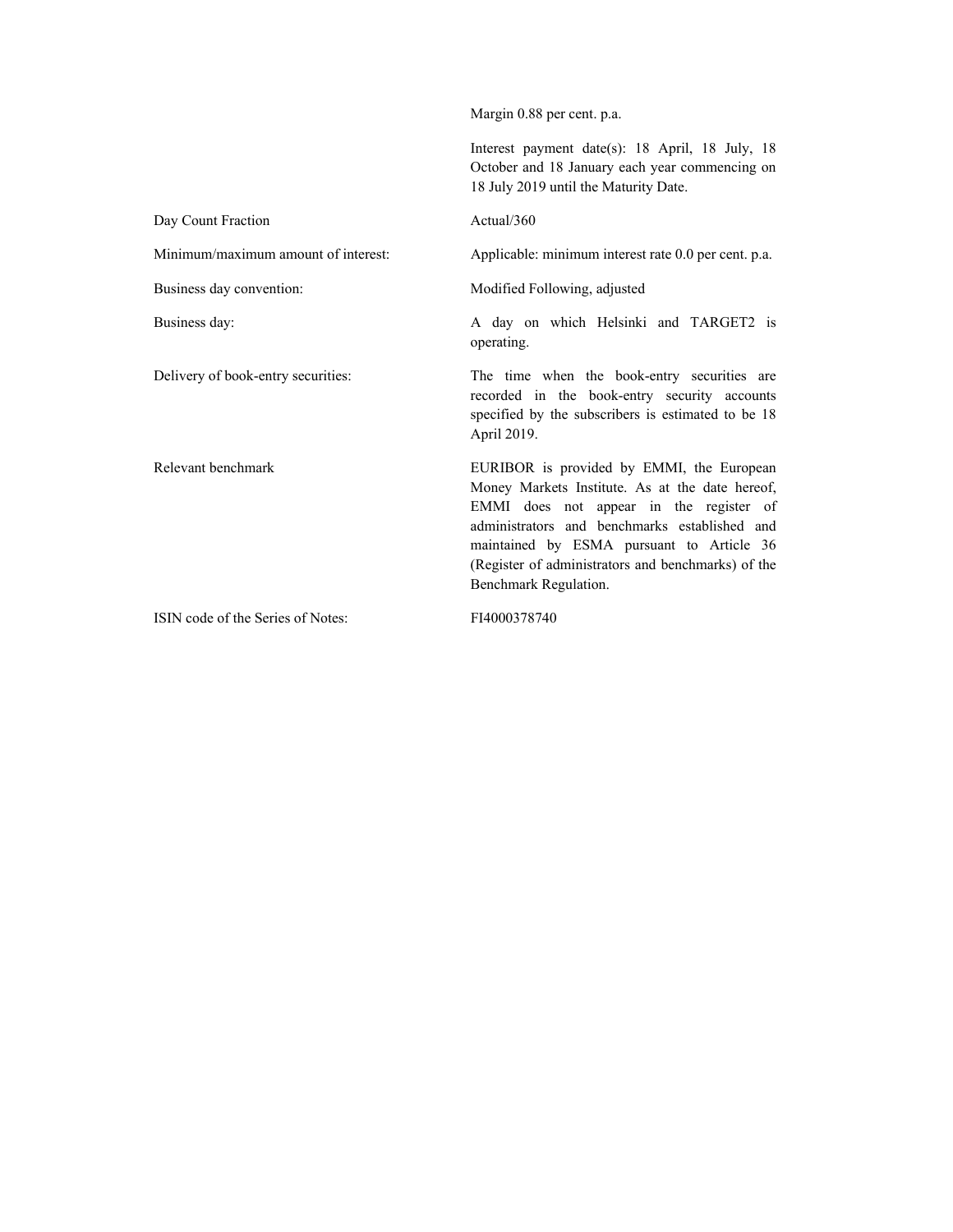| | |
|---|---|
| | Margin 0.88 per cent. p.a. |
| | Interest payment date(s): 18 April, 18 July, 18 October and 18 January each year commencing on 18 July 2019 until the Maturity Date. |
| Day Count Fraction | Actual/360 |
| Minimum/maximum amount of interest: | Applicable: minimum interest rate 0.0 per cent. p.a. |
| Business day convention: | Modified Following, adjusted |
| Business day: | A day on which Helsinki and TARGET2 is operating. |
| Delivery of book-entry securities: | The time when the book-entry securities are recorded in the book-entry security accounts specified by the subscribers is estimated to be 18 April 2019. |
| Relevant benchmark | EURIBOR is provided by EMMI, the European Money Markets Institute. As at the date hereof, EMMI does not appear in the register of administrators and benchmarks established and maintained by ESMA pursuant to Article 36 (Register of administrators and benchmarks) of the Benchmark Regulation. |
| ISIN code of the Series of Notes: | FI4000378740 |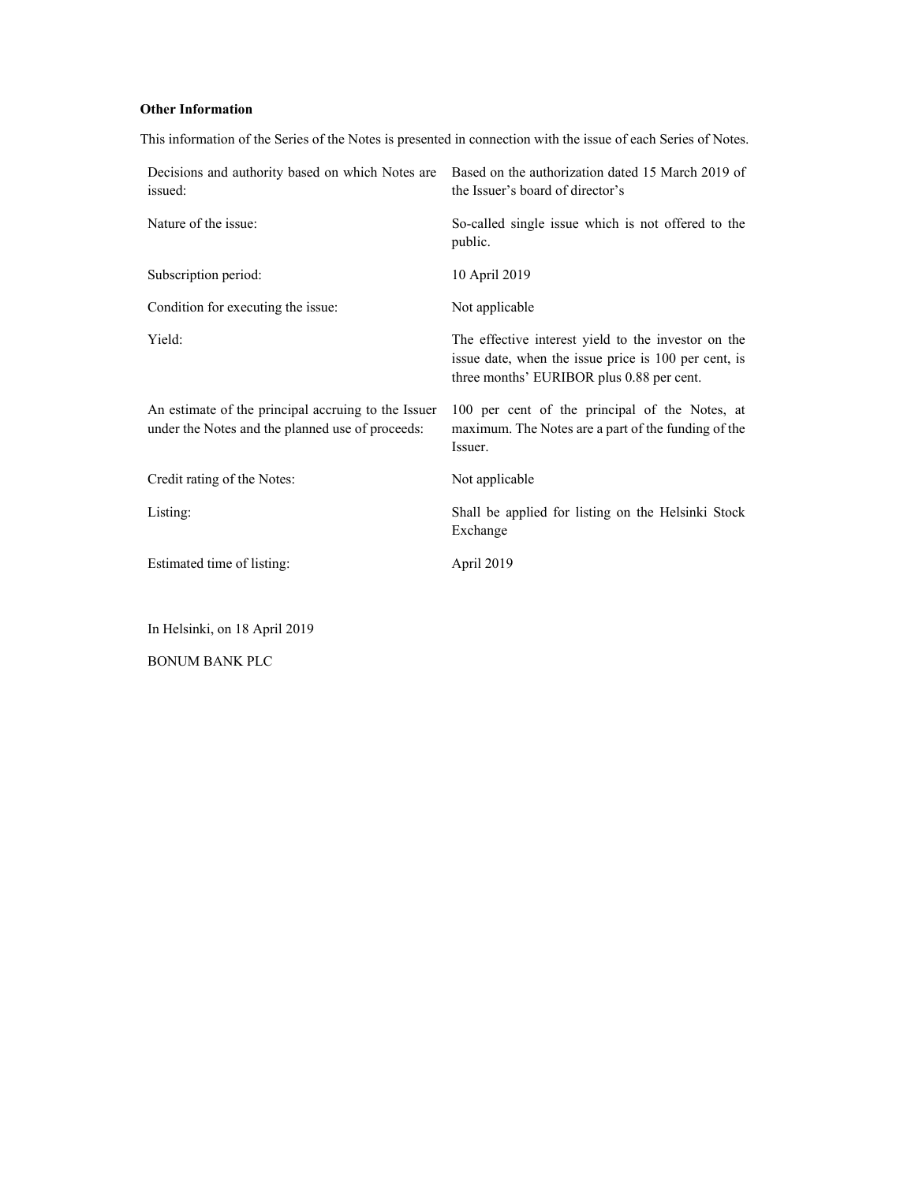**Other Information**

This information of the Series of the Notes is presented in connection with the issue of each Series of Notes.

| | |
|---|---|
| Decisions and authority based on which Notes are issued: | Based on the authorization dated 15 March 2019 of the Issuer's board of director's |
| Nature of the issue: | So-called single issue which is not offered to the public. |
| Subscription period: | 10 April 2019 |
| Condition for executing the issue: | Not applicable |
| Yield: | The effective interest yield to the investor on the issue date, when the issue price is 100 per cent, is three months' EURIBOR plus 0.88 per cent. |
| An estimate of the principal accruing to the Issuer under the Notes and the planned use of proceeds: | 100 per cent of the principal of the Notes, at maximum. The Notes are a part of the funding of the Issuer. |
| Credit rating of the Notes: | Not applicable |
| Listing: | Shall be applied for listing on the Helsinki Stock Exchange |
| Estimated time of listing: | April 2019 |

In Helsinki, on 18 April 2019

BONUM BANK PLC